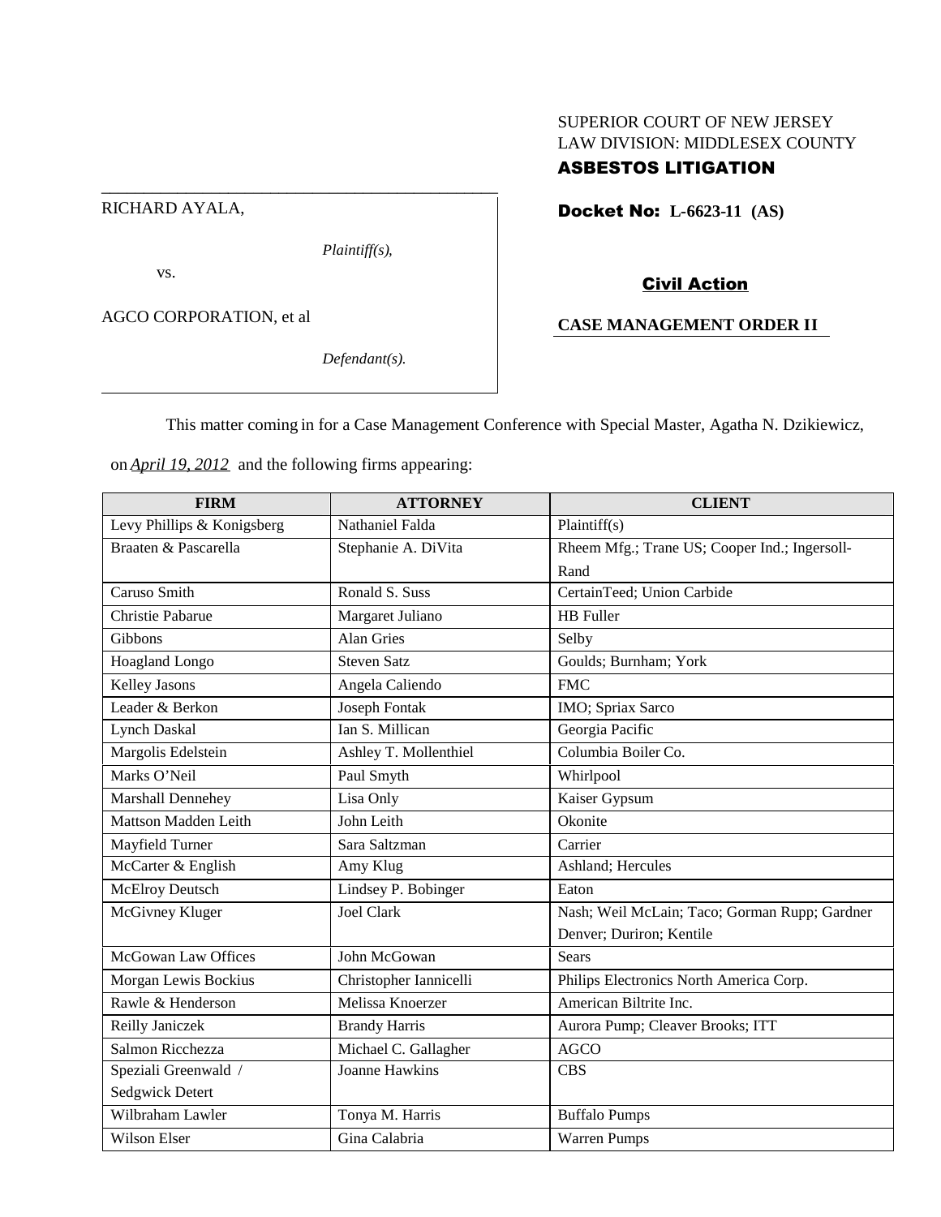SUPERIOR COURT OF NEW JERSEY
LAW DIVISION: MIDDLESEX COUNTY
**ASBESTOS LITIGATION**

RICHARD AYALA,

*Plaintiff(s),*

vs.

AGCO CORPORATION, et al

*Defendant(s).*

**Docket No: L-6623-11 (AS)**

**Civil Action**

**CASE MANAGEMENT ORDER II**

This matter coming in for a Case Management Conference with Special Master, Agatha N. Dzikiewicz, on *April 19, 2012* and the following firms appearing:

| FIRM | ATTORNEY | CLIENT |
|---|---|---|
| Levy Phillips & Konigsberg | Nathaniel Falda | Plaintiff(s) |
| Braaten & Pascarella | Stephanie A. DiVita | Rheem Mfg.; Trane US; Cooper Ind.; Ingersoll-Rand |
| Caruso Smith | Ronald S. Suss | CertainTeed; Union Carbide |
| Christie Pabarue | Margaret Juliano | HB Fuller |
| Gibbons | Alan Gries | Selby |
| Hoagland Longo | Steven Satz | Goulds; Burnham; York |
| Kelley Jasons | Angela Caliendo | FMC |
| Leader & Berkon | Joseph Fontak | IMO; Spriax Sarco |
| Lynch Daskal | Ian S. Millican | Georgia Pacific |
| Margolis Edelstein | Ashley T. Mollenthiel | Columbia Boiler Co. |
| Marks O'Neil | Paul Smyth | Whirlpool |
| Marshall Dennehey | Lisa Only | Kaiser Gypsum |
| Mattson Madden Leith | John Leith | Okonite |
| Mayfield Turner | Sara Saltzman | Carrier |
| McCarter & English | Amy Klug | Ashland; Hercules |
| McElroy Deutsch | Lindsey P. Bobinger | Eaton |
| McGivney Kluger | Joel Clark | Nash; Weil McLain; Taco; Gorman Rupp; Gardner Denver; Duriron; Kentile |
| McGowan Law Offices | John McGowan | Sears |
| Morgan Lewis Bockius | Christopher Iannicelli | Philips Electronics North America Corp. |
| Rawle & Henderson | Melissa Knoerzer | American Biltrite Inc. |
| Reilly Janiczek | Brandy Harris | Aurora Pump; Cleaver Brooks; ITT |
| Salmon Ricchezza | Michael C. Gallagher | AGCO |
| Speziali Greenwald / Sedgwick Detert | Joanne Hawkins | CBS |
| Wilbraham Lawler | Tonya M. Harris | Buffalo Pumps |
| Wilson Elser | Gina Calabria | Warren Pumps |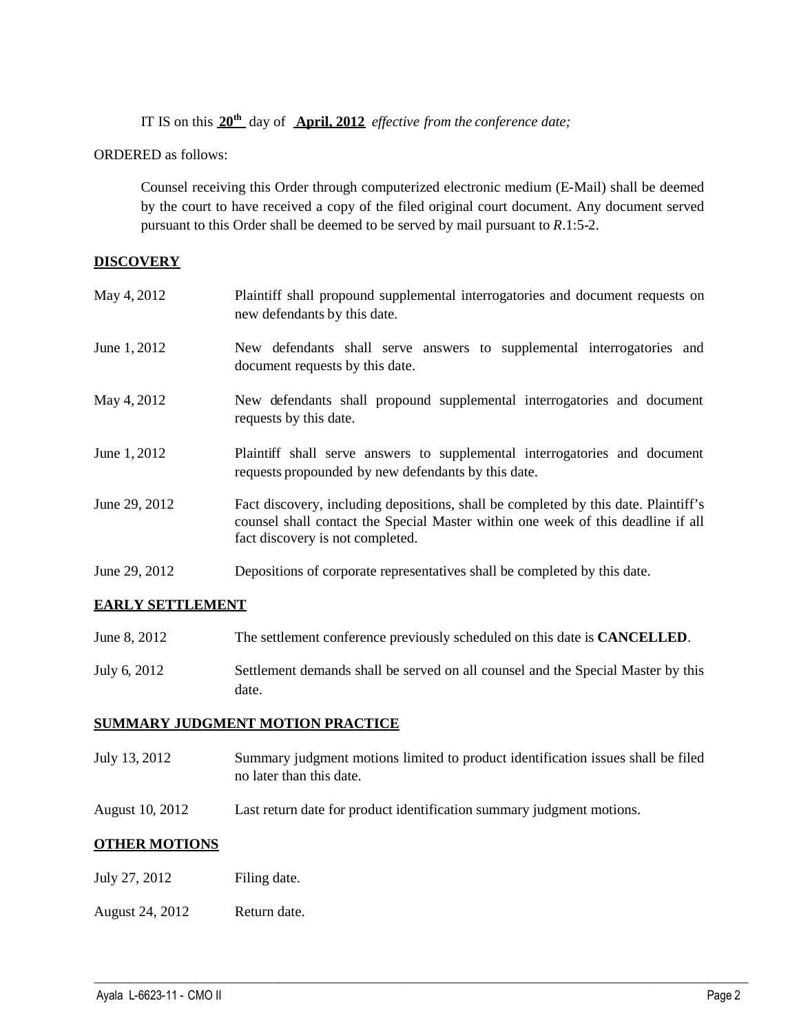IT IS on this **20th** day of **April, 2012** *effective from the conference date;*

ORDERED as follows:

Counsel receiving this Order through computerized electronic medium (E-Mail) shall be deemed by the court to have received a copy of the filed original court document. Any document served pursuant to this Order shall be deemed to be served by mail pursuant to *R*.1:5-2.

**DISCOVERY**

| | |
|---|---|
| May 4, 2012 | Plaintiff shall propound supplemental interrogatories and document requests on new defendants by this date. |
| June 1, 2012 | New defendants shall serve answers to supplemental interrogatories and document requests by this date. |
| May 4, 2012 | New defendants shall propound supplemental interrogatories and document requests by this date. |
| June 1, 2012 | Plaintiff shall serve answers to supplemental interrogatories and document requests propounded by new defendants by this date. |
| June 29, 2012 | Fact discovery, including depositions, shall be completed by this date. Plaintiff's counsel shall contact the Special Master within one week of this deadline if all fact discovery is not completed. |
| June 29, 2012 | Depositions of corporate representatives shall be completed by this date. |

**EARLY SETTLEMENT**

| | |
|---|---|
| June 8, 2012 | The settlement conference previously scheduled on this date is **CANCELLED**. |
| July 6, 2012 | Settlement demands shall be served on all counsel and the Special Master by this date. |

**SUMMARY JUDGMENT MOTION PRACTICE**

| | |
|---|---|
| July 13, 2012 | Summary judgment motions limited to product identification issues shall be filed no later than this date. |
| August 10, 2012 | Last return date for product identification summary judgment motions. |

**OTHER MOTIONS**

| | |
|---|---|
| July 27, 2012 | Filing date. |
| August 24, 2012 | Return date. |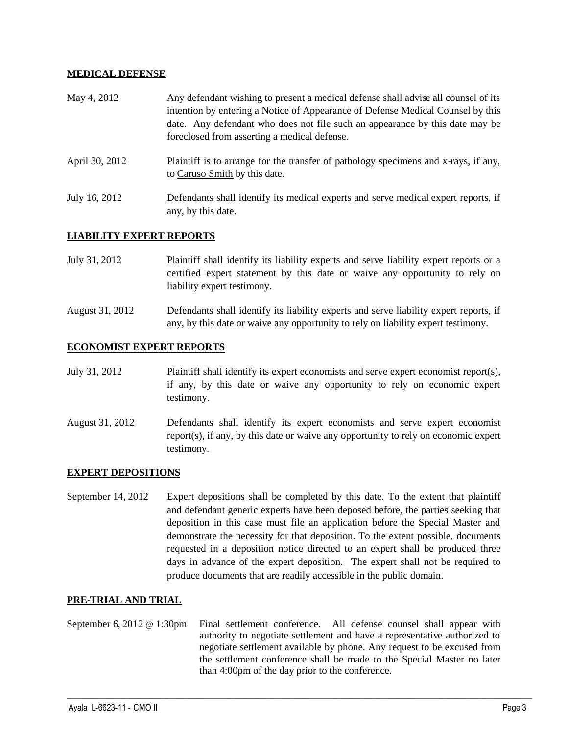**MEDICAL DEFENSE**

| | |
|---|---|
| May 4, 2012 | Any defendant wishing to present a medical defense shall advise all counsel of its intention by entering a Notice of Appearance of Defense Medical Counsel by this date. Any defendant who does not file such an appearance by this date may be foreclosed from asserting a medical defense. |
| April 30, 2012 | Plaintiff is to arrange for the transfer of pathology specimens and x-rays, if any, to Caruso Smith by this date. |
| July 16, 2012 | Defendants shall identify its medical experts and serve medical expert reports, if any, by this date. |

**LIABILITY EXPERT REPORTS**

| | |
|---|---|
| July 31, 2012 | Plaintiff shall identify its liability experts and serve liability expert reports or a certified expert statement by this date or waive any opportunity to rely on liability expert testimony. |
| August 31, 2012 | Defendants shall identify its liability experts and serve liability expert reports, if any, by this date or waive any opportunity to rely on liability expert testimony. |

**ECONOMIST EXPERT REPORTS**

| | |
|---|---|
| July 31, 2012 | Plaintiff shall identify its expert economists and serve expert economist report(s), if any, by this date or waive any opportunity to rely on economic expert testimony. |
| August 31, 2012 | Defendants shall identify its expert economists and serve expert economist report(s), if any, by this date or waive any opportunity to rely on economic expert testimony. |

**EXPERT DEPOSITIONS**

| | |
|---|---|
| September 14, 2012 | Expert depositions shall be completed by this date. To the extent that plaintiff and defendant generic experts have been deposed before, the parties seeking that deposition in this case must file an application before the Special Master and demonstrate the necessity for that deposition. To the extent possible, documents requested in a deposition notice directed to an expert shall be produced three days in advance of the expert deposition. The expert shall not be required to produce documents that are readily accessible in the public domain. |

**PRE-TRIAL AND TRIAL**

| | |
|---|---|
| September 6, 2012 @ 1:30pm | Final settlement conference. All defense counsel shall appear with authority to negotiate settlement and have a representative authorized to negotiate settlement available by phone. Any request to be excused from the settlement conference shall be made to the Special Master no later than 4:00pm of the day prior to the conference. |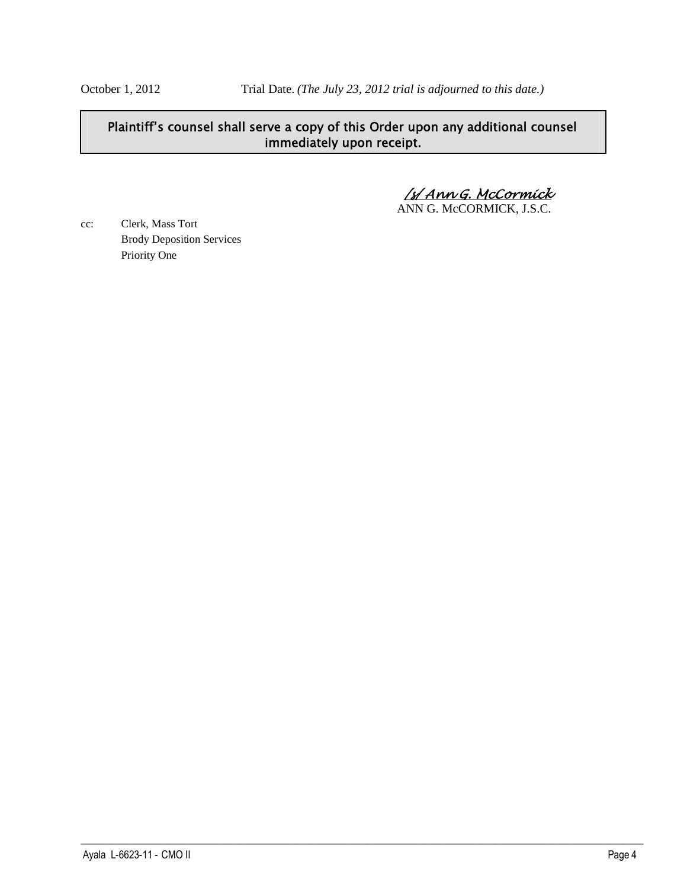October 1, 2012 Trial Date. *(The July 23, 2012 trial is adjourned to this date.)*

**Plaintiff's counsel shall serve a copy of this Order upon any additional counsel immediately upon receipt.**

*/s/ Ann G. McCormick*
ANN G. McCORMICK, J.S.C.

cc: Clerk, Mass Tort
Brody Deposition Services
Priority One